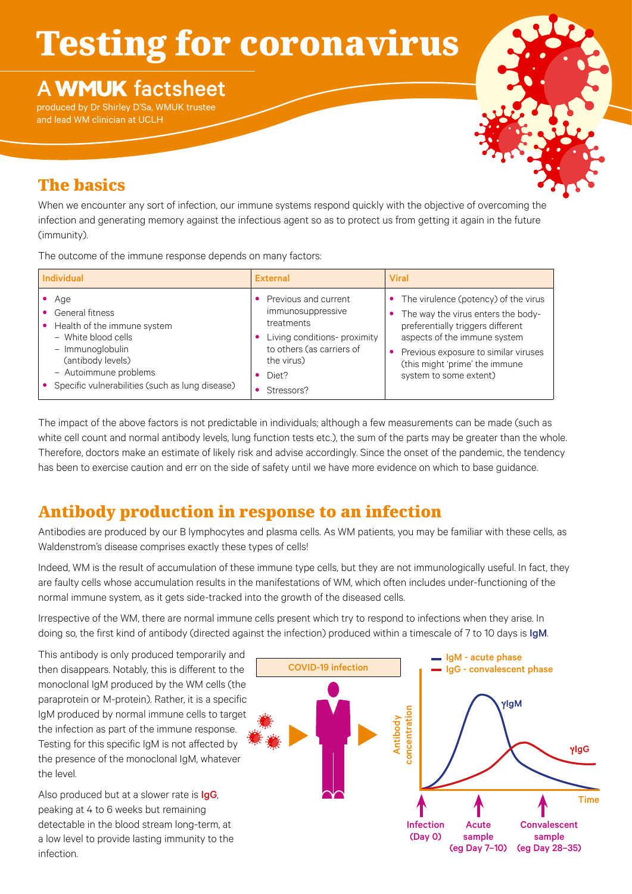# Testing for coronavirus

## A WMUK factsheet

produced by Dr Shirley D'Sa, WMUK trustee and lead WM clinician at UCLH

## The basics

When we encounter any sort of infection, our immune systems respond quickly with the objective of overcoming the infection and generating memory against the infectious agent so as to protect us from getting it again in the future (immunity).

The outcome of the immune response depends on many factors:

| Individual | External | Viral |
|---|---|---|
| • Age<br>• General fitness<br>• Health of the immune system<br>  – White blood cells<br>  – Immunoglobulin (antibody levels)<br>  – Autoimmune problems<br>• Specific vulnerabilities (such as lung disease) | • Previous and current immunosuppressive treatments<br>• Living conditions- proximity to others (as carriers of the virus)<br>• Diet?<br>• Stressors? | • The virulence (potency) of the virus<br>• The way the virus enters the body- preferentially triggers different aspects of the immune system<br>• Previous exposure to similar viruses (this might 'prime' the immune system to some extent) |

The impact of the above factors is not predictable in individuals; although a few measurements can be made (such as white cell count and normal antibody levels, lung function tests etc.), the sum of the parts may be greater than the whole. Therefore, doctors make an estimate of likely risk and advise accordingly. Since the onset of the pandemic, the tendency has been to exercise caution and err on the side of safety until we have more evidence on which to base guidance.

## Antibody production in response to an infection

Antibodies are produced by our B lymphocytes and plasma cells. As WM patients, you may be familiar with these cells, as Waldenstrom's disease comprises exactly these types of cells!

Indeed, WM is the result of accumulation of these immune type cells, but they are not immunologically useful. In fact, they are faulty cells whose accumulation results in the manifestations of WM, which often includes under-functioning of the normal immune system, as it gets side-tracked into the growth of the diseased cells.

Irrespective of the WM, there are normal immune cells present which try to respond to infections when they arise. In doing so, the first kind of antibody (directed against the infection) produced within a timescale of 7 to 10 days is IgM.

This antibody is only produced temporarily and then disappears. Notably, this is different to the monoclonal IgM produced by the WM cells (the paraprotein or M-protein). Rather, it is a specific IgM produced by normal immune cells to target the infection as part of the immune response. Testing for this specific IgM is not affected by the presence of the monoclonal IgM, whatever the level.

Also produced but at a slower rate is IgG, peaking at 4 to 6 weeks but remaining detectable in the blood stream long-term, at a low level to provide lasting immunity to the infection.

COVID-19 infection

IgM - acute phase
IgG - convalescent phase

Antibody concentration

γIgM

γIgG

Time

Infection (Day 0) | Acute sample (eg Day 7–10) | Convalescent sample (eg Day 28–35)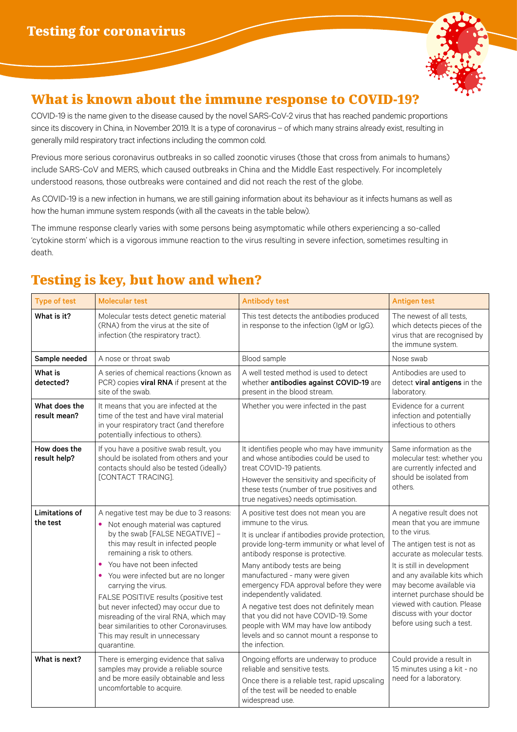# Testing for coronavirus

## What is known about the immune response to COVID-19?

COVID-19 is the name given to the disease caused by the novel SARS-CoV-2 virus that has reached pandemic proportions since its discovery in China, in November 2019. It is a type of coronavirus – of which many strains already exist, resulting in generally mild respiratory tract infections including the common cold.

Previous more serious coronavirus outbreaks in so called zoonotic viruses (those that cross from animals to humans) include SARS-CoV and MERS, which caused outbreaks in China and the Middle East respectively. For incompletely understood reasons, those outbreaks were contained and did not reach the rest of the globe.

As COVID-19 is a new infection in humans, we are still gaining information about its behaviour as it infects humans as well as how the human immune system responds (with all the caveats in the table below).

The immune response clearly varies with some persons being asymptomatic while others experiencing a so-called 'cytokine storm' which is a vigorous immune reaction to the virus resulting in severe infection, sometimes resulting in death.

## Testing is key, but how and when?

| Type of test | Molecular test | Antibody test | Antigen test |
|---|---|---|---|
| **What is it?** | Molecular tests detect genetic material (RNA) from the virus at the site of infection (the respiratory tract). | This test detects the antibodies produced in response to the infection (IgM or IgG). | The newest of all tests, which detects pieces of the virus that are recognised by the immune system. |
| **Sample needed** | A nose or throat swab | Blood sample | Nose swab |
| **What is detected?** | A series of chemical reactions (known as PCR) copies **viral RNA** if present at the site of the swab. | A well tested method is used to detect whether **antibodies against COVID-19** are present in the blood stream. | Antibodies are used to detect **viral antigens** in the laboratory. |
| **What does the result mean?** | It means that you are infected at the time of the test and have viral material in your respiratory tract (and therefore potentially infectious to others). | Whether you were infected in the past | Evidence for a current infection and potentially infectious to others |
| **How does the result help?** | If you have a positive swab result, you should be isolated from others and your contacts should also be tested (ideally) [CONTACT TRACING]. | It identifies people who may have immunity and whose antibodies could be used to treat COVID-19 patients.<br>However the sensitivity and specificity of these tests (number of true positives and true negatives) needs optimisation. | Same information as the molecular test: whether you are currently infected and should be isolated from others. |
| **Limitations of the test** | A negative test may be due to 3 reasons:<br>• Not enough material was captured by the swab [FALSE NEGATIVE] – this may result in infected people remaining a risk to others.<br>• You have not been infected<br>• You were infected but are no longer carrying the virus.<br>FALSE POSITIVE results (positive test but never infected) may occur due to misreading of the viral RNA, which may bear similarities to other Coronaviruses. This may result in unnecessary quarantine. | A positive test does not mean you are immune to the virus.<br>It is unclear if antibodies provide protection, provide long-term immunity or what level of antibody response is protective.<br>Many antibody tests are being manufactured - many were given emergency FDA approval before they were independently validated.<br>A negative test does not definitely mean that you did not have COVID-19. Some people with WM may have low antibody levels and so cannot mount a response to the infection. | A negative result does not mean that you are immune to the virus.<br>The antigen test is not as accurate as molecular tests.<br>It is still in development and any available kits which may become available via internet purchase should be viewed with caution. Please discuss with your doctor before using such a test. |
| **What is next?** | There is emerging evidence that saliva samples may provide a reliable source and be more easily obtainable and less uncomfortable to acquire. | Ongoing efforts are underway to produce reliable and sensitive tests.<br>Once there is a reliable test, rapid upscaling of the test will be needed to enable widespread use. | Could provide a result in 15 minutes using a kit - no need for a laboratory. |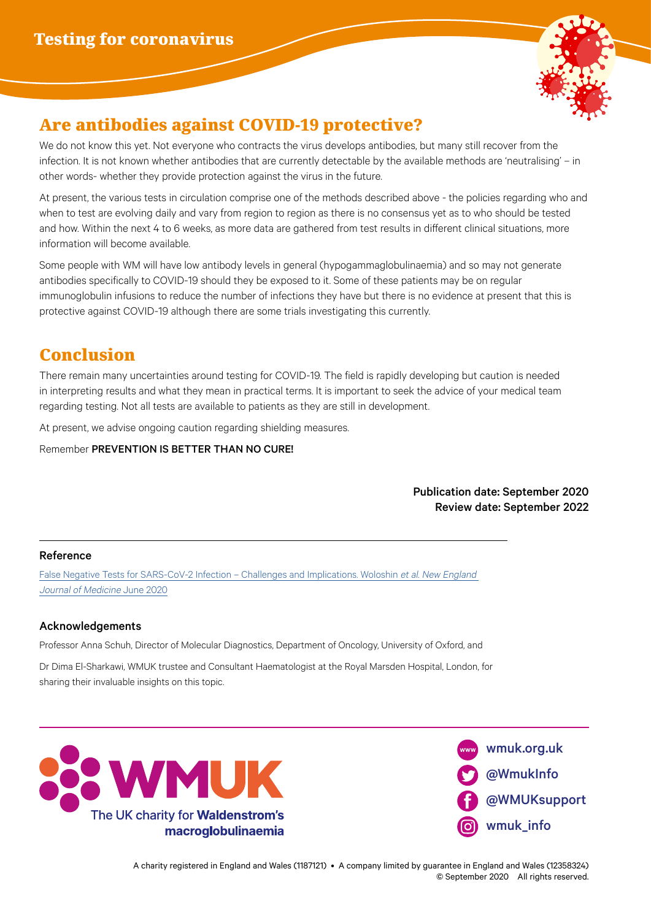## Are antibodies against COVID-19 protective?

We do not know this yet. Not everyone who contracts the virus develops antibodies, but many still recover from the infection. It is not known whether antibodies that are currently detectable by the available methods are 'neutralising' – in other words- whether they provide protection against the virus in the future.

At present, the various tests in circulation comprise one of the methods described above - the policies regarding who and when to test are evolving daily and vary from region to region as there is no consensus yet as to who should be tested and how. Within the next 4 to 6 weeks, as more data are gathered from test results in different clinical situations, more information will become available.

Some people with WM will have low antibody levels in general (hypogammaglobulinaemia) and so may not generate antibodies specifically to COVID-19 should they be exposed to it. Some of these patients may be on regular immunoglobulin infusions to reduce the number of infections they have but there is no evidence at present that this is protective against COVID-19 although there are some trials investigating this currently.

## Conclusion

There remain many uncertainties around testing for COVID-19. The field is rapidly developing but caution is needed in interpreting results and what they mean in practical terms. It is important to seek the advice of your medical team regarding testing. Not all tests are available to patients as they are still in development.

At present, we advise ongoing caution regarding shielding measures.

Remember **PREVENTION IS BETTER THAN NO CURE!**

**Publication date: September 2020**
**Review date: September 2022**

#### Reference

False Negative Tests for SARS-CoV-2 Infection – Challenges and Implications. Woloshin *et al. New England Journal of Medicine* June 2020

#### Acknowledgements

Professor Anna Schuh, Director of Molecular Diagnostics, Department of Oncology, University of Oxford, and

Dr Dima El-Sharkawi, WMUK trustee and Consultant Haematologist at the Royal Marsden Hospital, London, for sharing their invaluable insights on this topic.

WMUK
The UK charity for **Waldenstrom's macroglobulinaemia**

wmuk.org.uk
@WmukInfo
@WMUKsupport
wmuk_info

A charity registered in England and Wales (1187121) • A company limited by guarantee in England and Wales (12358324)
© September 2020 All rights reserved.